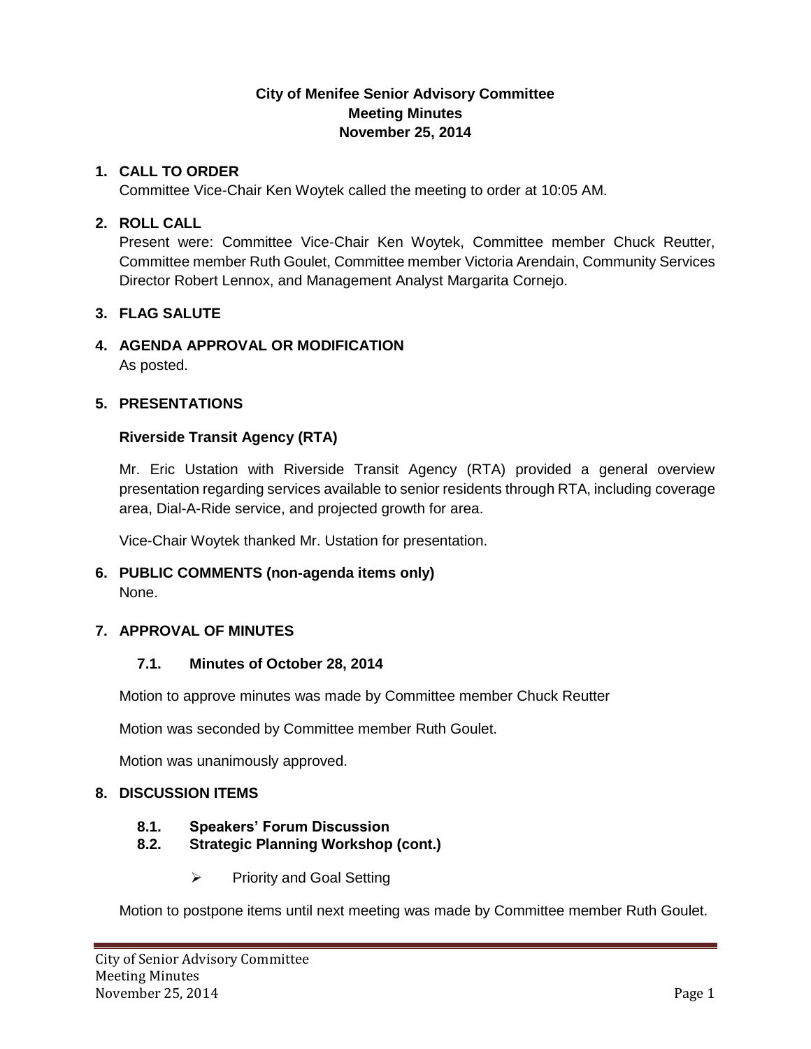# City of Menifee Senior Advisory Committee
## Meeting Minutes
## November 25, 2014

**1. CALL TO ORDER**

Committee Vice-Chair Ken Woytek called the meeting to order at 10:05 AM.

**2. ROLL CALL**

Present were: Committee Vice-Chair Ken Woytek, Committee member Chuck Reutter, Committee member Ruth Goulet, Committee member Victoria Arendain, Community Services Director Robert Lennox, and Management Analyst Margarita Cornejo.

**3. FLAG SALUTE**

**4. AGENDA APPROVAL OR MODIFICATION**

As posted.

**5. PRESENTATIONS**

**Riverside Transit Agency (RTA)**

Mr. Eric Ustation with Riverside Transit Agency (RTA) provided a general overview presentation regarding services available to senior residents through RTA, including coverage area, Dial-A-Ride service, and projected growth for area.

Vice-Chair Woytek thanked Mr. Ustation for presentation.

**6. PUBLIC COMMENTS (non-agenda items only)**

None.

**7. APPROVAL OF MINUTES**

**7.1. Minutes of October 28, 2014**

Motion to approve minutes was made by Committee member Chuck Reutter

Motion was seconded by Committee member Ruth Goulet.

Motion was unanimously approved.

**8. DISCUSSION ITEMS**

**8.1. Speakers' Forum Discussion**

**8.2. Strategic Planning Workshop (cont.)**

- Priority and Goal Setting

Motion to postpone items until next meeting was made by Committee member Ruth Goulet.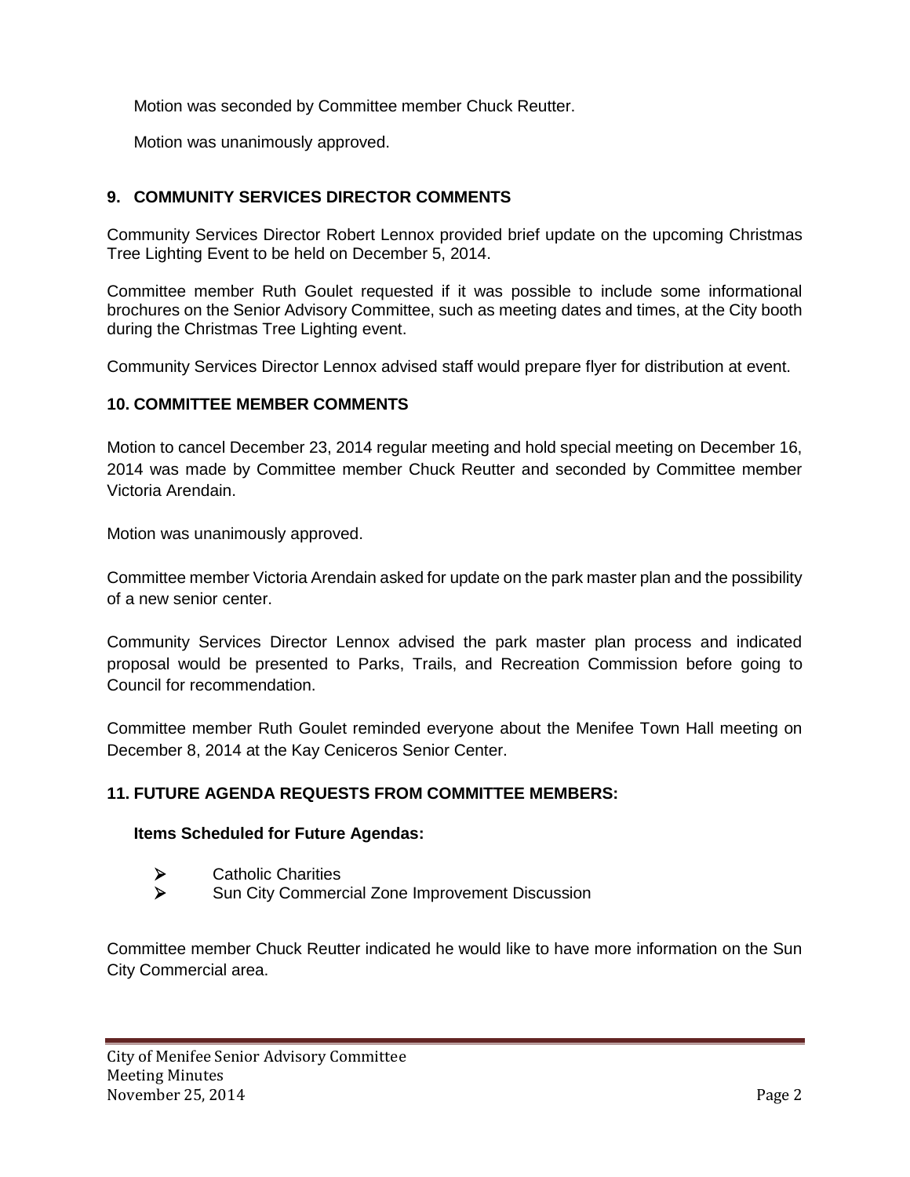Motion was seconded by Committee member Chuck Reutter.

Motion was unanimously approved.

## 9. COMMUNITY SERVICES DIRECTOR COMMENTS

Community Services Director Robert Lennox provided brief update on the upcoming Christmas Tree Lighting Event to be held on December 5, 2014.

Committee member Ruth Goulet requested if it was possible to include some informational brochures on the Senior Advisory Committee, such as meeting dates and times, at the City booth during the Christmas Tree Lighting event.

Community Services Director Lennox advised staff would prepare flyer for distribution at event.

## 10. COMMITTEE MEMBER COMMENTS

Motion to cancel December 23, 2014 regular meeting and hold special meeting on December 16, 2014 was made by Committee member Chuck Reutter and seconded by Committee member Victoria Arendain.

Motion was unanimously approved.

Committee member Victoria Arendain asked for update on the park master plan and the possibility of a new senior center.

Community Services Director Lennox advised the park master plan process and indicated proposal would be presented to Parks, Trails, and Recreation Commission before going to Council for recommendation.

Committee member Ruth Goulet reminded everyone about the Menifee Town Hall meeting on December 8, 2014 at the Kay Ceniceros Senior Center.

## 11. FUTURE AGENDA REQUESTS FROM COMMITTEE MEMBERS:

**Items Scheduled for Future Agendas:**

- Catholic Charities
- Sun City Commercial Zone Improvement Discussion

Committee member Chuck Reutter indicated he would like to have more information on the Sun City Commercial area.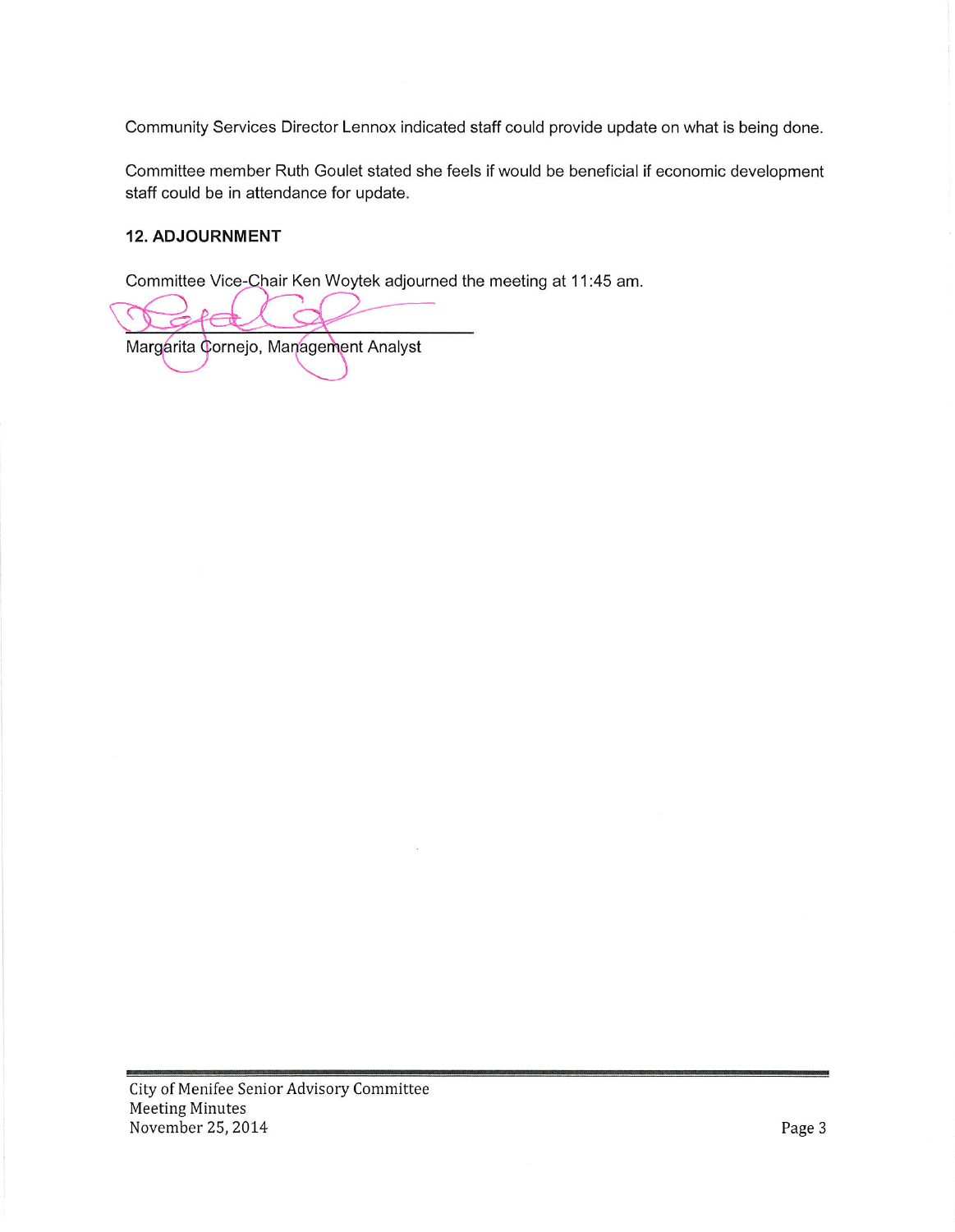Community Services Director Lennox indicated staff could provide update on what is being done.

Committee member Ruth Goulet stated she feels if would be beneficial if economic development staff could be in attendance for update.

**12. ADJOURNMENT**

Committee Vice-Chair Ken Woytek adjourned the meeting at 11:45 am.

_______________________________

Margarita Cornejo, Management Analyst